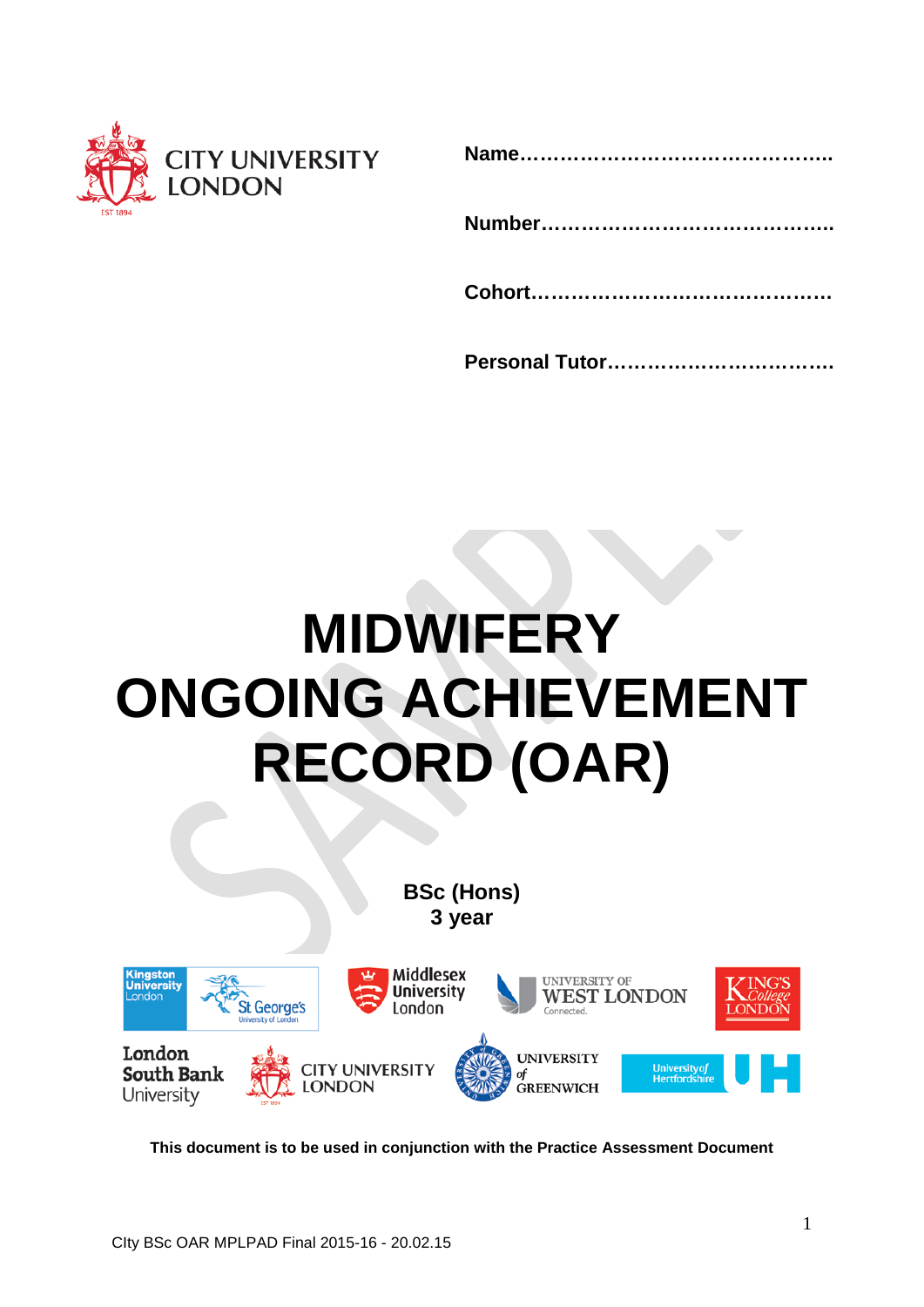CITY UNIVERSITY LONDON

**Name……………………………………….**

**Number……………………………………..**

**Cohort………………………………………**

**Personal Tutor…………………………….**

# MIDWIFERY ONGOING ACHIEVEMENT RECORD (OAR)

**BSc (Hons)**
**3 year**

Kingston University London / St George's University of London, Middlesex University London, University of West London, King's College London, London South Bank University, City University London, University of Greenwich, University of Hertfordshire

**This document is to be used in conjunction with the Practice Assessment Document**

CIty BSc OAR MPLPAD Final 2015-16 - 20.02.15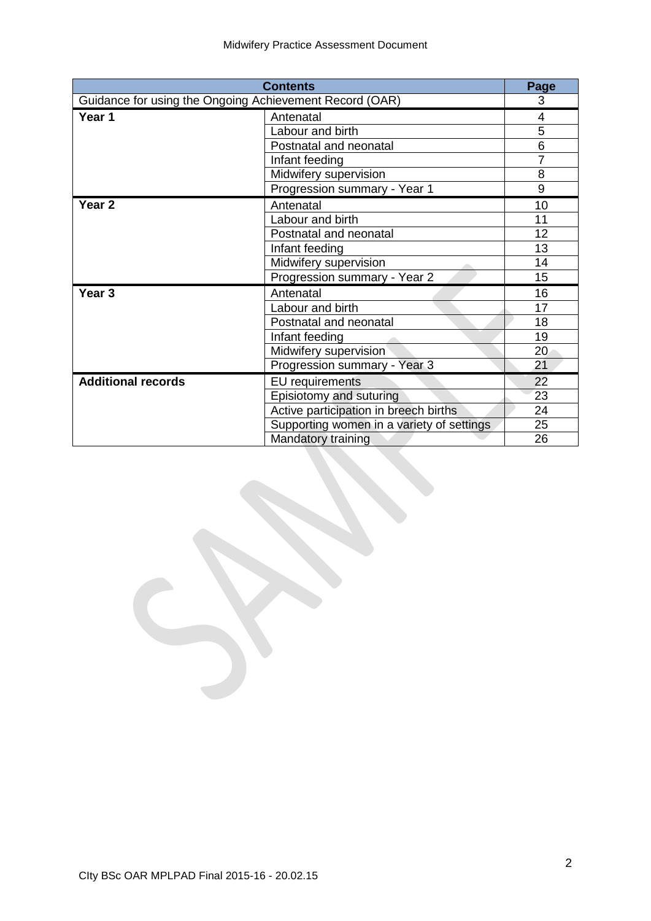| Contents | | Page |
|---|---|---|
| Guidance for using the Ongoing Achievement Record (OAR) | | 3 |
| **Year 1** | Antenatal | 4 |
| | Labour and birth | 5 |
| | Postnatal and neonatal | 6 |
| | Infant feeding | 7 |
| | Midwifery supervision | 8 |
| | Progression summary - Year 1 | 9 |
| **Year 2** | Antenatal | 10 |
| | Labour and birth | 11 |
| | Postnatal and neonatal | 12 |
| | Infant feeding | 13 |
| | Midwifery supervision | 14 |
| | Progression summary - Year 2 | 15 |
| **Year 3** | Antenatal | 16 |
| | Labour and birth | 17 |
| | Postnatal and neonatal | 18 |
| | Infant feeding | 19 |
| | Midwifery supervision | 20 |
| | Progression summary - Year 3 | 21 |
| **Additional records** | EU requirements | 22 |
| | Episiotomy and suturing | 23 |
| | Active participation in breech births | 24 |
| | Supporting women in a variety of settings | 25 |
| | Mandatory training | 26 |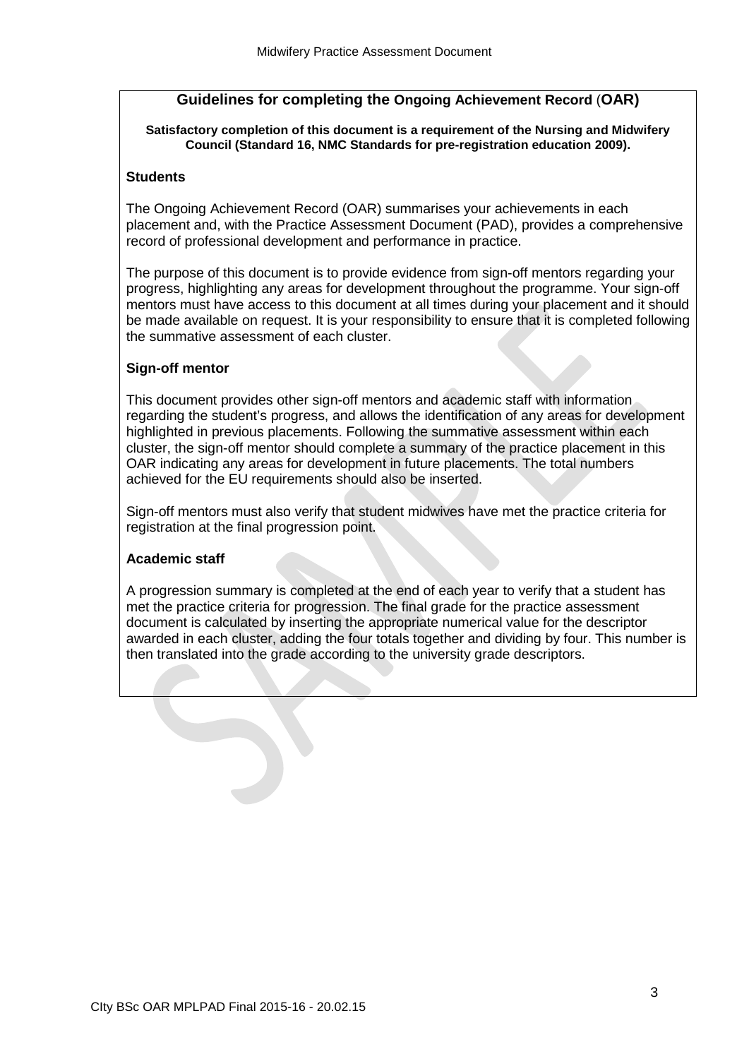## Guidelines for completing the Ongoing Achievement Record (OAR)

**Satisfactory completion of this document is a requirement of the Nursing and Midwifery Council (Standard 16, NMC Standards for pre-registration education 2009).**

### Students

The Ongoing Achievement Record (OAR) summarises your achievements in each placement and, with the Practice Assessment Document (PAD), provides a comprehensive record of professional development and performance in practice.

The purpose of this document is to provide evidence from sign-off mentors regarding your progress, highlighting any areas for development throughout the programme. Your sign-off mentors must have access to this document at all times during your placement and it should be made available on request. It is your responsibility to ensure that it is completed following the summative assessment of each cluster.

### Sign-off mentor

This document provides other sign-off mentors and academic staff with information regarding the student's progress, and allows the identification of any areas for development highlighted in previous placements. Following the summative assessment within each cluster, the sign-off mentor should complete a summary of the practice placement in this OAR indicating any areas for development in future placements. The total numbers achieved for the EU requirements should also be inserted.

Sign-off mentors must also verify that student midwives have met the practice criteria for registration at the final progression point.

### Academic staff

A progression summary is completed at the end of each year to verify that a student has met the practice criteria for progression. The final grade for the practice assessment document is calculated by inserting the appropriate numerical value for the descriptor awarded in each cluster, adding the four totals together and dividing by four. This number is then translated into the grade according to the university grade descriptors.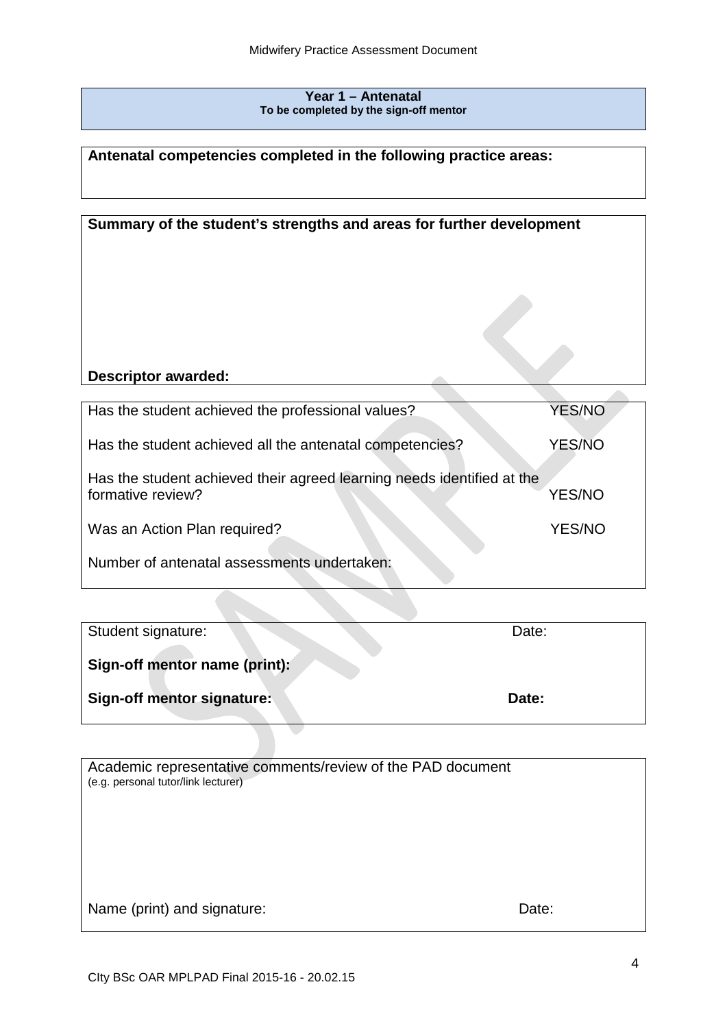**Year 1 – Antenatal**
**To be completed by the sign-off mentor**

**Antenatal competencies completed in the following practice areas:**

**Summary of the student's strengths and areas for further development**

**Descriptor awarded:**

| | |
|---|---|
| Has the student achieved the professional values? | YES/NO |
| Has the student achieved all the antenatal competencies? | YES/NO |
| Has the student achieved their agreed learning needs identified at the formative review? | YES/NO |
| Was an Action Plan required? | YES/NO |
| Number of antenatal assessments undertaken: | |

| | |
|---|---|
| Student signature: | Date: |
| **Sign-off mentor name (print):** | |
| **Sign-off mentor signature:** | **Date:** |

Academic representative comments/review of the PAD document
(e.g. personal tutor/link lecturer)

Name (print) and signature: Date:

CIty BSc OAR MPLPAD Final 2015-16 - 20.02.15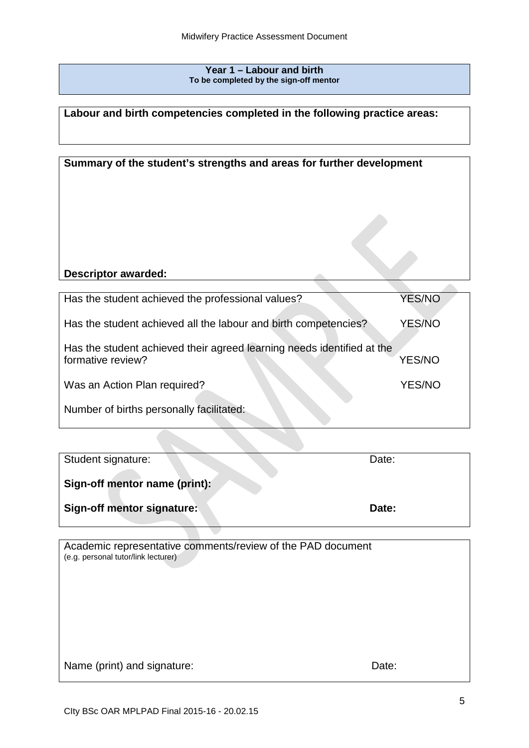## Year 1 – Labour and birth

**To be completed by the sign-off mentor**

**Labour and birth competencies completed in the following practice areas:**

**Summary of the student's strengths and areas for further development**

**Descriptor awarded:**

| | |
|---|---|
| Has the student achieved the professional values? | YES/NO |
| Has the student achieved all the labour and birth competencies? | YES/NO |
| Has the student achieved their agreed learning needs identified at the formative review? | YES/NO |
| Was an Action Plan required? | YES/NO |
| Number of births personally facilitated: | |

| | |
|---|---|
| Student signature: | Date: |
| **Sign-off mentor name (print):** | |
| **Sign-off mentor signature:** | **Date:** |

Academic representative comments/review of the PAD document
(e.g. personal tutor/link lecturer)

| | |
|---|---|
| Name (print) and signature: | Date: |

CIty BSc OAR MPLPAD Final 2015-16 - 20.02.15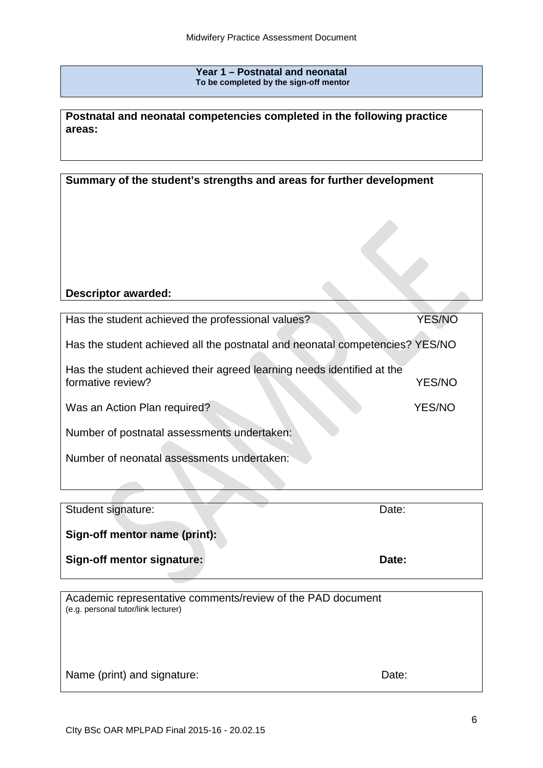**Year 1 – Postnatal and neonatal**
**To be completed by the sign-off mentor**

**Postnatal and neonatal competencies completed in the following practice areas:**

**Summary of the student's strengths and areas for further development**

**Descriptor awarded:**

Has the student achieved the professional values? YES/NO

Has the student achieved all the postnatal and neonatal competencies? YES/NO

Has the student achieved their agreed learning needs identified at the formative review? YES/NO

Was an Action Plan required? YES/NO

Number of postnatal assessments undertaken:

Number of neonatal assessments undertaken:

Student signature: Date:

**Sign-off mentor name (print):**

**Sign-off mentor signature: Date:**

Academic representative comments/review of the PAD document
(e.g. personal tutor/link lecturer)

Name (print) and signature: Date: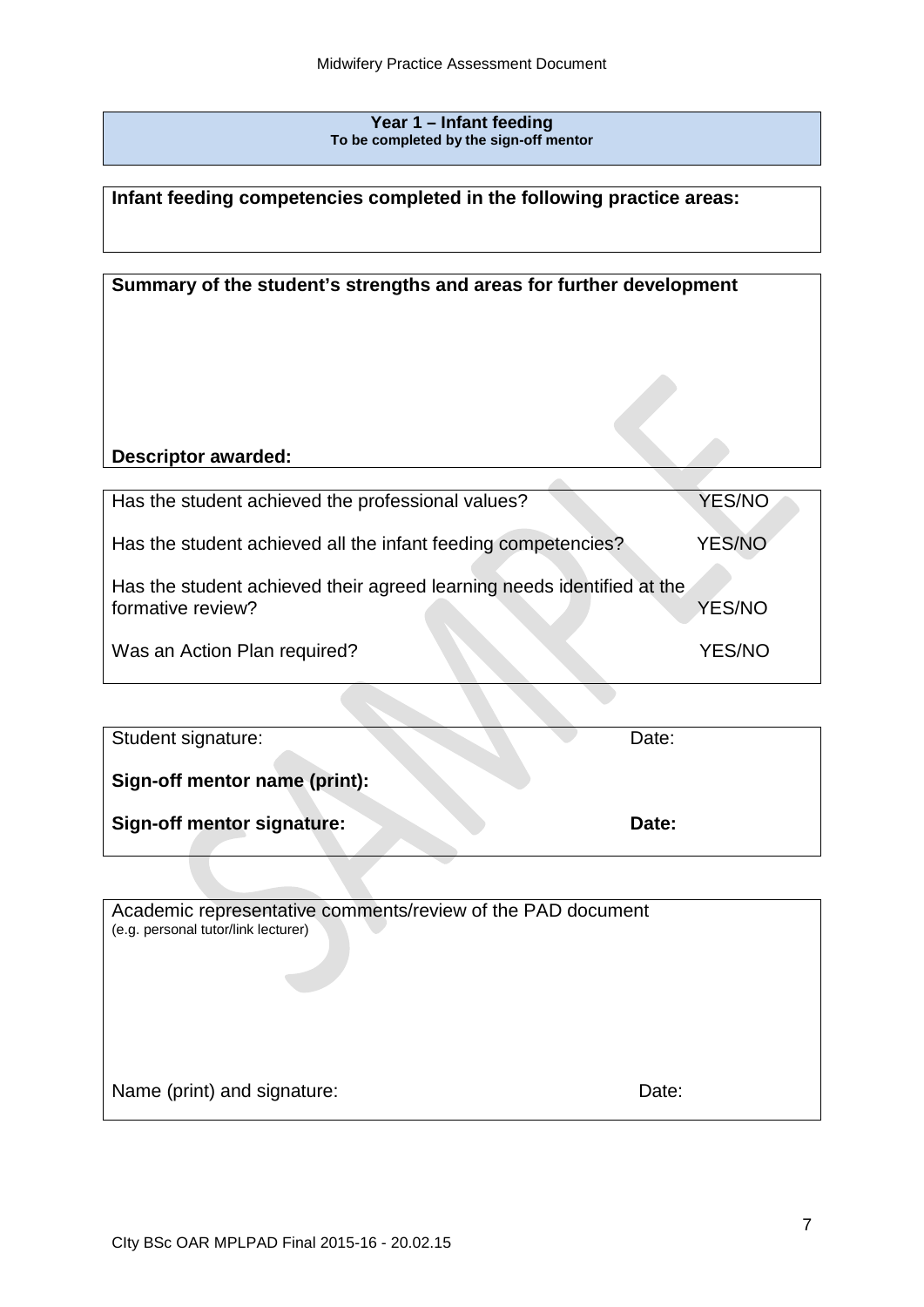**Year 1 – Infant feeding**
**To be completed by the sign-off mentor**

**Infant feeding competencies completed in the following practice areas:**

**Summary of the student's strengths and areas for further development**

**Descriptor awarded:**

| | |
|---|---|
| Has the student achieved the professional values? | YES/NO |
| Has the student achieved all the infant feeding competencies? | YES/NO |
| Has the student achieved their agreed learning needs identified at the formative review? | YES/NO |
| Was an Action Plan required? | YES/NO |

| | |
|---|---|
| Student signature: | Date: |
| **Sign-off mentor name (print):** | |
| **Sign-off mentor signature:** | **Date:** |

Academic representative comments/review of the PAD document
(e.g. personal tutor/link lecturer)

| | |
|---|---|
| Name (print) and signature: | Date: |

CIty BSc OAR MPLPAD Final 2015-16 - 20.02.15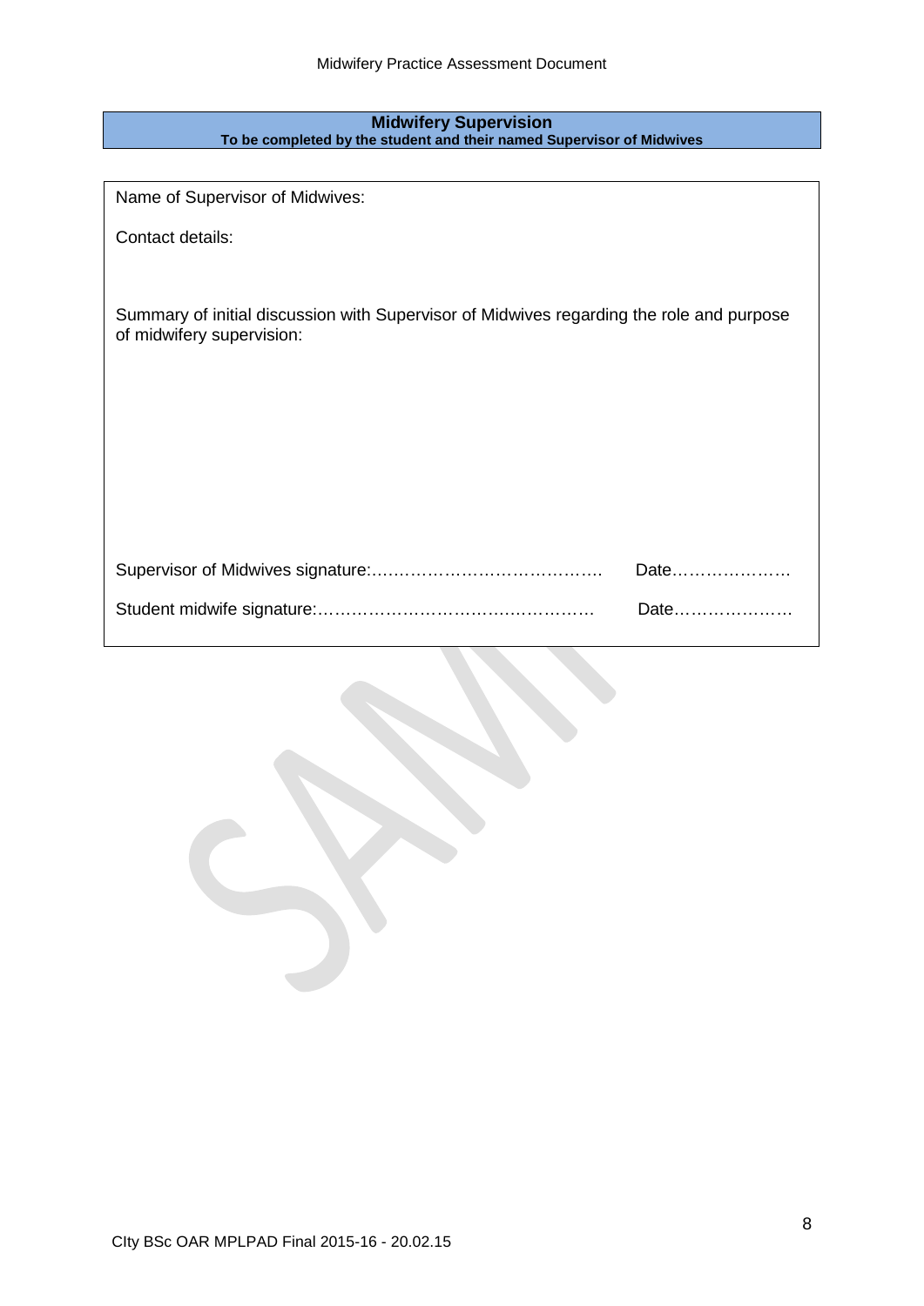## Midwifery Supervision

**To be completed by the student and their named Supervisor of Midwives**

Name of Supervisor of Midwives:

Contact details:

Summary of initial discussion with Supervisor of Midwives regarding the role and purpose of midwifery supervision:

Supervisor of Midwives signature:……………………………………. Date…………………

Student midwife signature:…………………………………………. Date…………………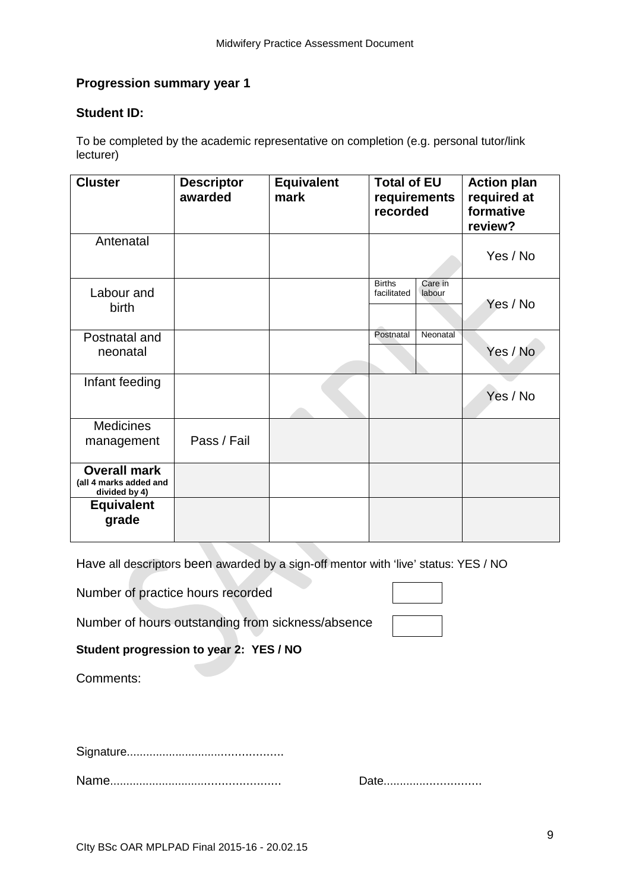### Progression summary year 1

**Student ID:**

To be completed by the academic representative on completion (e.g. personal tutor/link lecturer)

| Cluster | Descriptor awarded | Equivalent mark | Total of EU requirements recorded | | Action plan required at formative review? |
|---|---|---|---|---|---|
| Antenatal | | | | | Yes / No |
| Labour and birth | | | Births facilitated | Care in labour | Yes / No |
| | | | | | |
| Postnatal and neonatal | | | Postnatal | Neonatal | Yes / No |
| | | | | | |
| Infant feeding | | | | | Yes / No |
| Medicines management | Pass / Fail | | | | |
| **Overall mark** (all 4 marks added and divided by 4) | | | | | |
| **Equivalent grade** | | | | | |

Have all descriptors been awarded by a sign-off mentor with 'live' status: YES / NO

Number of practice hours recorded

Number of hours outstanding from sickness/absence

**Student progression to year 2: YES / NO**

Comments:

Signature...............................................

Name..................................................  Date.............................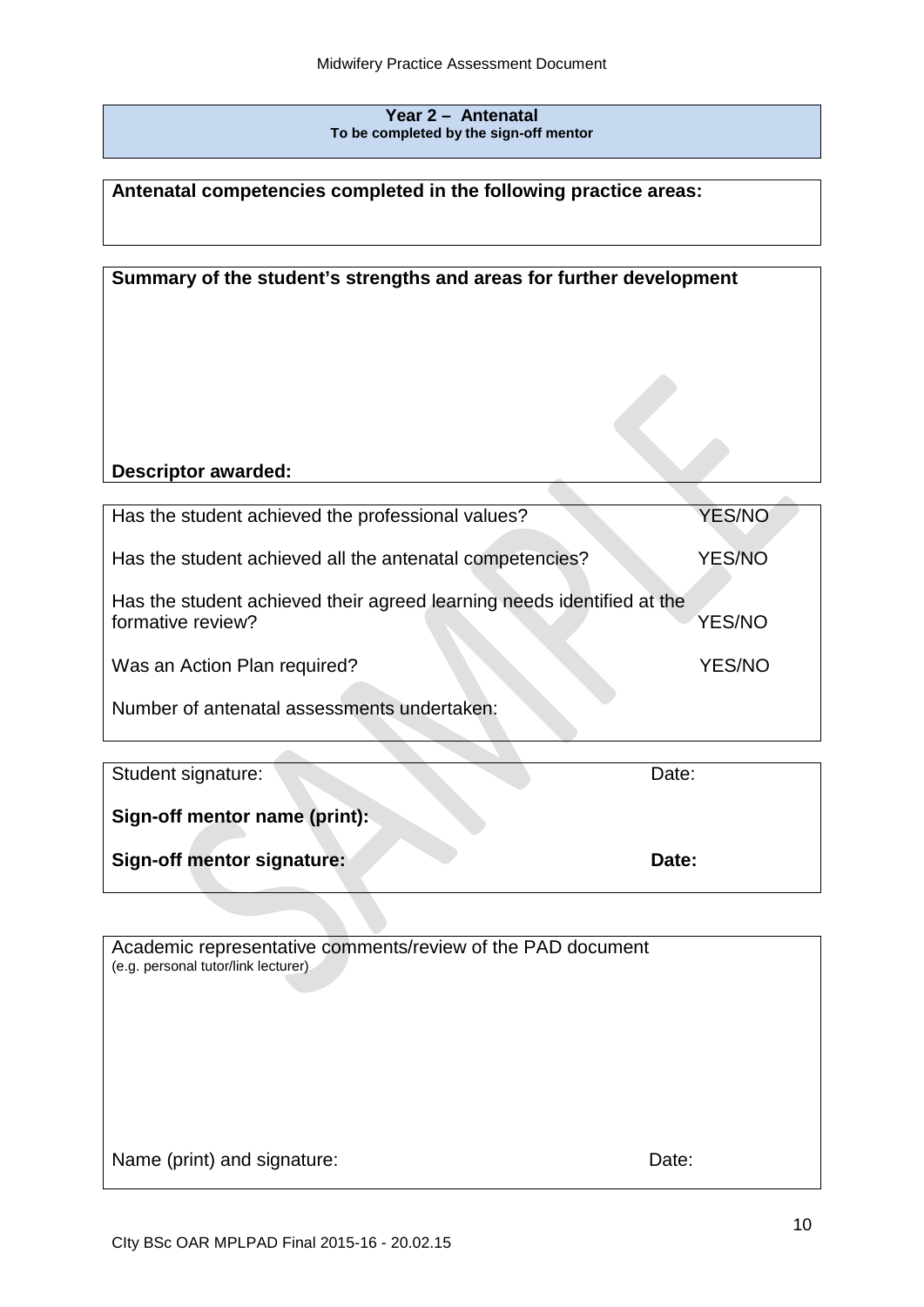## Year 2 – Antenatal

**To be completed by the sign-off mentor**

**Antenatal competencies completed in the following practice areas:**

**Summary of the student's strengths and areas for further development**

**Descriptor awarded:**

| | |
|---|---|
| Has the student achieved the professional values? | YES/NO |
| Has the student achieved all the antenatal competencies? | YES/NO |
| Has the student achieved their agreed learning needs identified at the formative review? | YES/NO |
| Was an Action Plan required? | YES/NO |
| Number of antenatal assessments undertaken: | |

| | |
|---|---|
| Student signature: | Date: |
| **Sign-off mentor name (print):** | |
| **Sign-off mentor signature:** | **Date:** |

Academic representative comments/review of the PAD document
(e.g. personal tutor/link lecturer)

Name (print) and signature: Date:

CIty BSc OAR MPLPAD Final 2015-16 - 20.02.15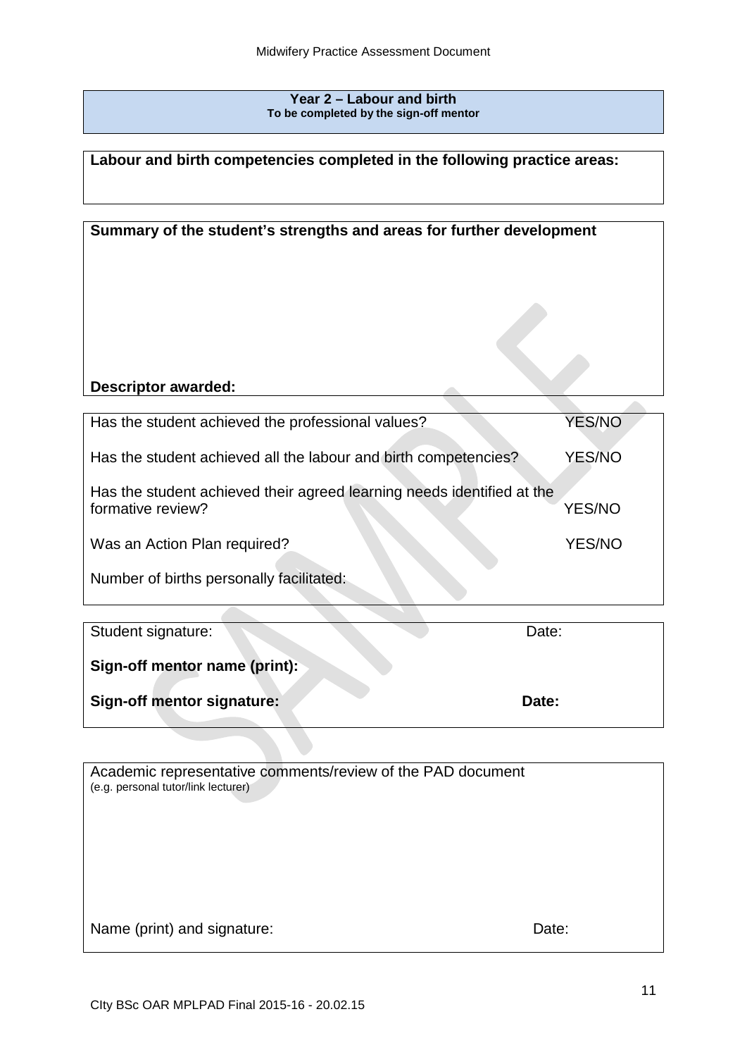## Year 2 – Labour and birth

**To be completed by the sign-off mentor**

**Labour and birth competencies completed in the following practice areas:**

**Summary of the student's strengths and areas for further development**

**Descriptor awarded:**

| | |
|---|---|
| Has the student achieved the professional values? | YES/NO |
| Has the student achieved all the labour and birth competencies? | YES/NO |
| Has the student achieved their agreed learning needs identified at the formative review? | YES/NO |
| Was an Action Plan required? | YES/NO |
| Number of births personally facilitated: | |

| | |
|---|---|
| Student signature: | Date: |
| **Sign-off mentor name (print):** | |
| **Sign-off mentor signature:** | **Date:** |

Academic representative comments/review of the PAD document
(e.g. personal tutor/link lecturer)

| | |
|---|---|
| Name (print) and signature: | Date: |

CIty BSc OAR MPLPAD Final 2015-16 - 20.02.15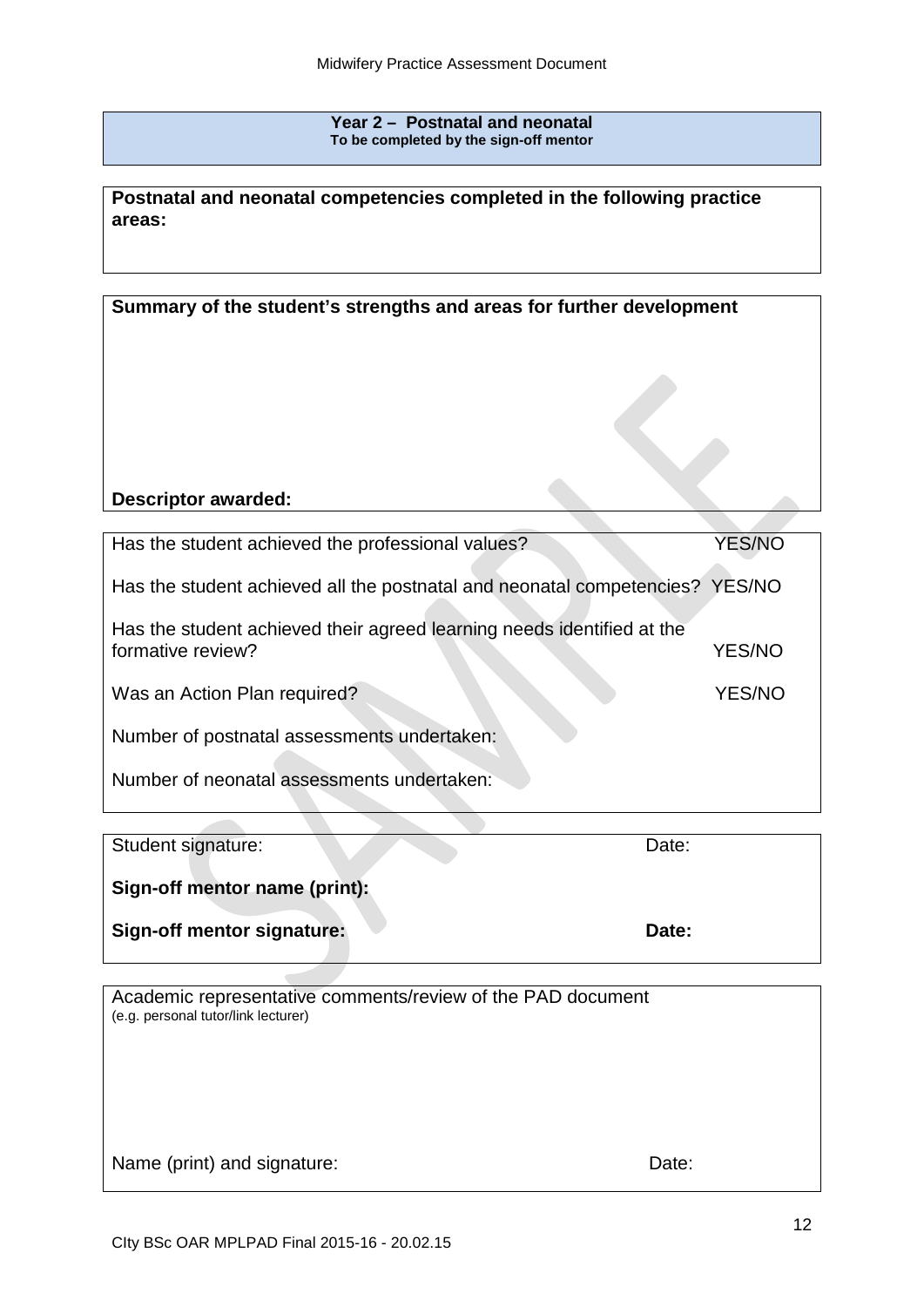**Year 2 – Postnatal and neonatal**
**To be completed by the sign-off mentor**

**Postnatal and neonatal competencies completed in the following practice areas:**

**Summary of the student's strengths and areas for further development**

**Descriptor awarded:**

| | |
|---|---|
| Has the student achieved the professional values? | YES/NO |
| Has the student achieved all the postnatal and neonatal competencies? | YES/NO |
| Has the student achieved their agreed learning needs identified at the formative review? | YES/NO |
| Was an Action Plan required? | YES/NO |
| Number of postnatal assessments undertaken: | |
| Number of neonatal assessments undertaken: | |

Student signature: Date:

**Sign-off mentor name (print):**

**Sign-off mentor signature:** **Date:**

Academic representative comments/review of the PAD document
(e.g. personal tutor/link lecturer)

Name (print) and signature: Date:

CIty BSc OAR MPLPAD Final 2015-16 - 20.02.15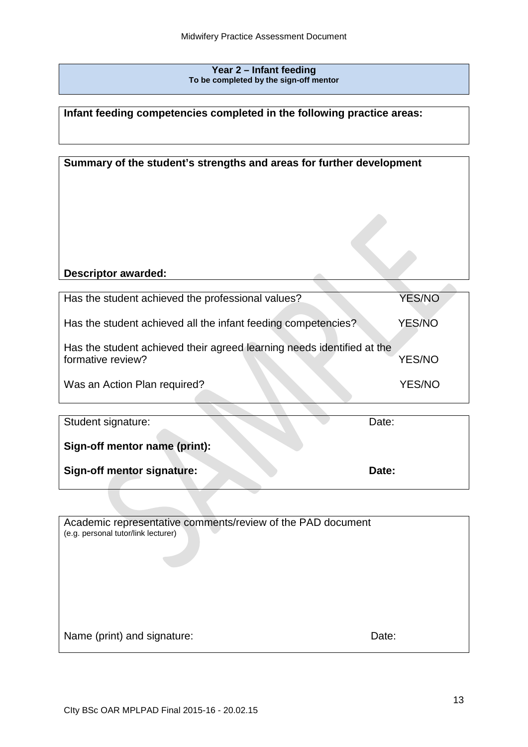## Year 2 – Infant feeding

**To be completed by the sign-off mentor**

**Infant feeding competencies completed in the following practice areas:**

**Summary of the student's strengths and areas for further development**

**Descriptor awarded:**

| | |
|---|---|
| Has the student achieved the professional values? | YES/NO |
| Has the student achieved all the infant feeding competencies? | YES/NO |
| Has the student achieved their agreed learning needs identified at the formative review? | YES/NO |
| Was an Action Plan required? | YES/NO |

| | |
|---|---|
| Student signature: | Date: |
| **Sign-off mentor name (print):** | |
| **Sign-off mentor signature:** | **Date:** |

Academic representative comments/review of the PAD document
(e.g. personal tutor/link lecturer)

| | |
|---|---|
| Name (print) and signature: | Date: |

CIty BSc OAR MPLPAD Final 2015-16 - 20.02.15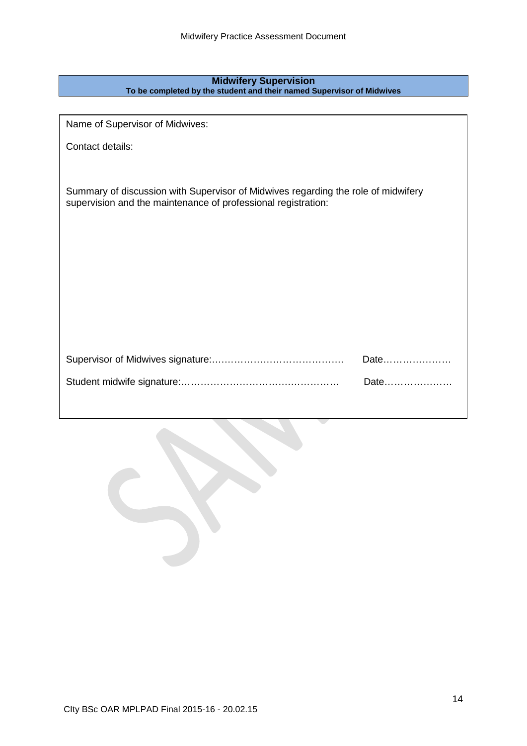## Midwifery Supervision

**To be completed by the student and their named Supervisor of Midwives**

Name of Supervisor of Midwives:

Contact details:

Summary of discussion with Supervisor of Midwives regarding the role of midwifery supervision and the maintenance of professional registration:

Supervisor of Midwives signature:…………………………………… Date…………………

Student midwife signature:………………………………………… Date…………………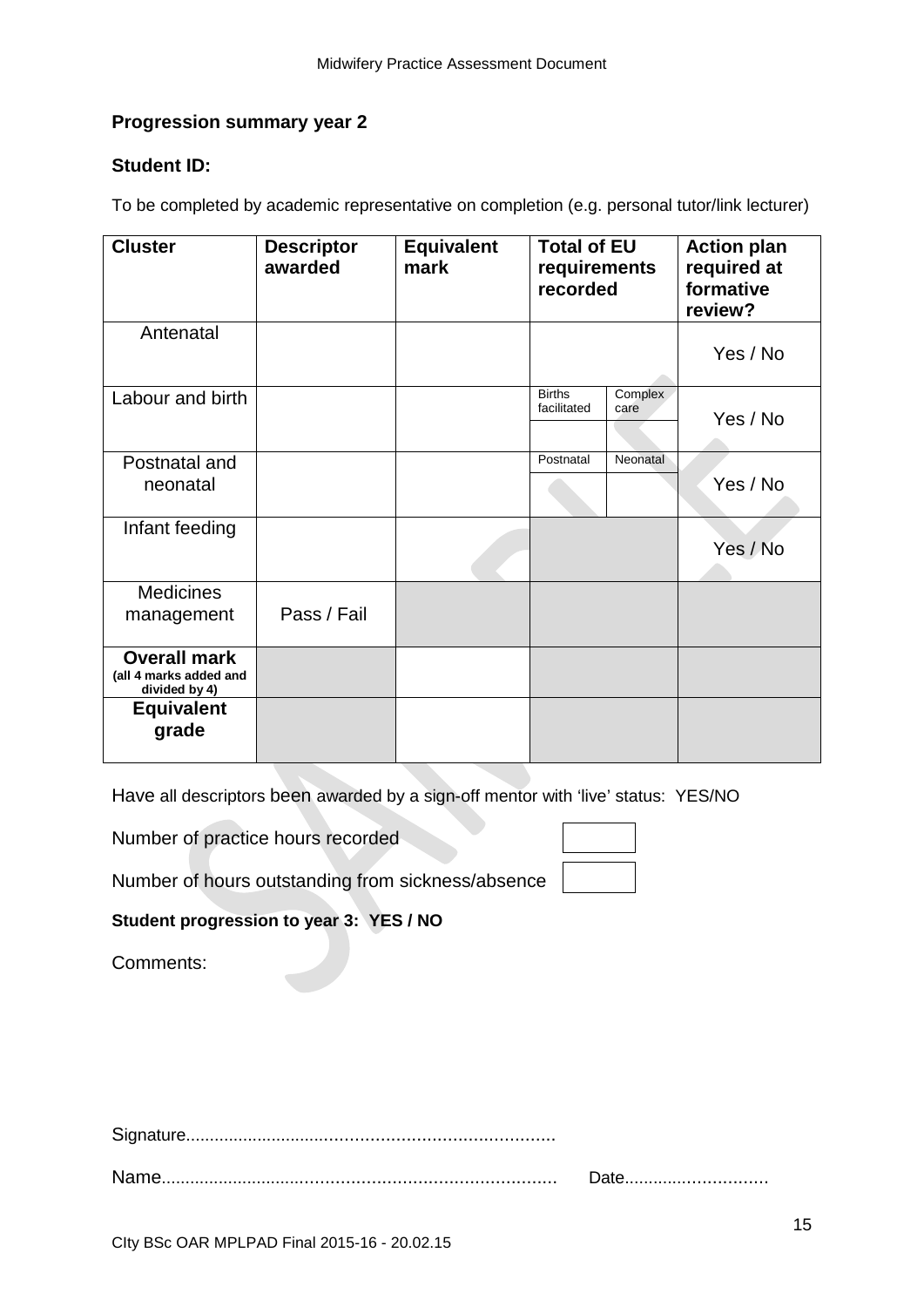## Progression summary year 2

**Student ID:**

To be completed by academic representative on completion (e.g. personal tutor/link lecturer)

| Cluster | Descriptor awarded | Equivalent mark | Total of EU requirements recorded | | Action plan required at formative review? |
|---|---|---|---|---|---|
| Antenatal | | | | | Yes / No |
| Labour and birth | | | Births facilitated | Complex care | Yes / No |
| | | | | | |
| Postnatal and neonatal | | | Postnatal | Neonatal | Yes / No |
| | | | | | |
| Infant feeding | | | | | Yes / No |
| Medicines management | Pass / Fail | | | | |
| **Overall mark** (all 4 marks added and divided by 4) | | | | | |
| **Equivalent grade** | | | | | |

Have all descriptors been awarded by a sign-off mentor with 'live' status: YES/NO

Number of practice hours recorded

Number of hours outstanding from sickness/absence

**Student progression to year 3: YES / NO**

Comments:

Signature.........................................................................

Name............................................................................. Date.............................

CIty BSc OAR MPLPAD Final 2015-16 - 20.02.15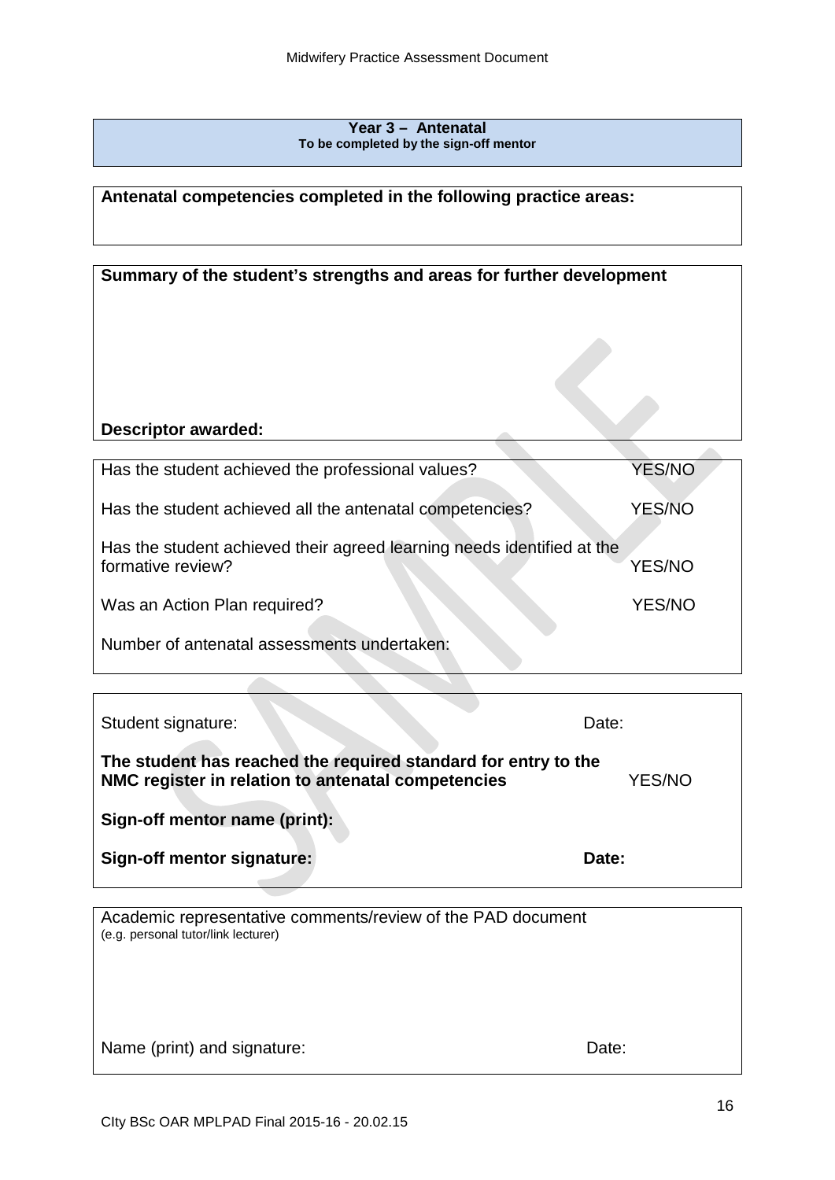**Year 3 – Antenatal**
**To be completed by the sign-off mentor**

**Antenatal competencies completed in the following practice areas:**

**Summary of the student's strengths and areas for further development**

**Descriptor awarded:**

Has the student achieved the professional values? YES/NO

Has the student achieved all the antenatal competencies? YES/NO

Has the student achieved their agreed learning needs identified at the formative review? YES/NO

Was an Action Plan required? YES/NO

Number of antenatal assessments undertaken:

Student signature: Date:

**The student has reached the required standard for entry to the NMC register in relation to antenatal competencies** YES/NO

**Sign-off mentor name (print):**

**Sign-off mentor signature:** **Date:**

Academic representative comments/review of the PAD document
(e.g. personal tutor/link lecturer)

Name (print) and signature: Date: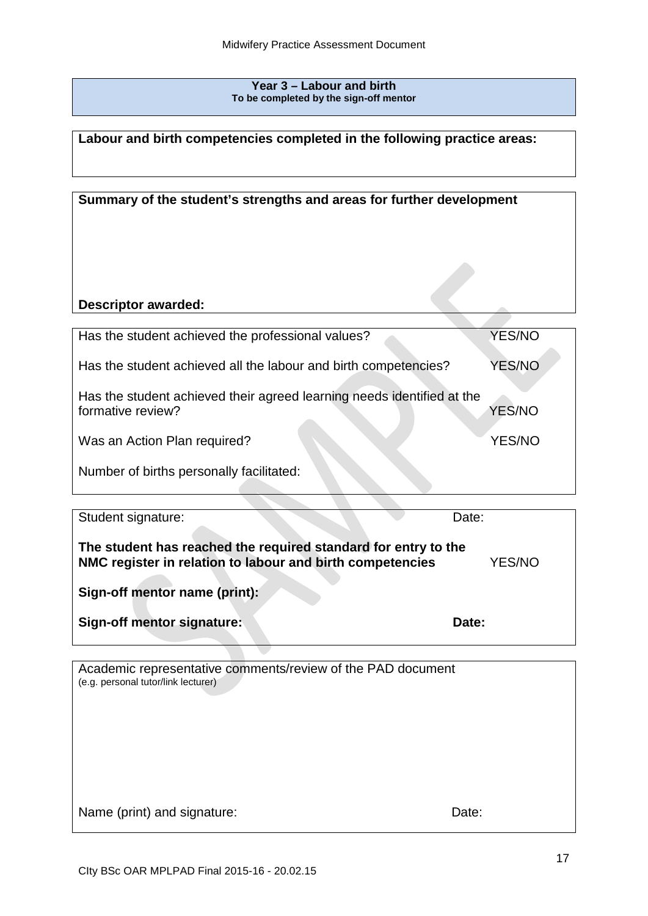## Year 3 – Labour and birth

**To be completed by the sign-off mentor**

**Labour and birth competencies completed in the following practice areas:**

**Summary of the student's strengths and areas for further development**

**Descriptor awarded:**

| | |
|---|---|
| Has the student achieved the professional values? | YES/NO |
| Has the student achieved all the labour and birth competencies? | YES/NO |
| Has the student achieved their agreed learning needs identified at the formative review? | YES/NO |
| Was an Action Plan required? | YES/NO |
| Number of births personally facilitated: | |

Student signature: Date:

**The student has reached the required standard for entry to the NMC register in relation to labour and birth competencies** YES/NO

**Sign-off mentor name (print):**

**Sign-off mentor signature:** **Date:**

Academic representative comments/review of the PAD document
(e.g. personal tutor/link lecturer)

Name (print) and signature: Date: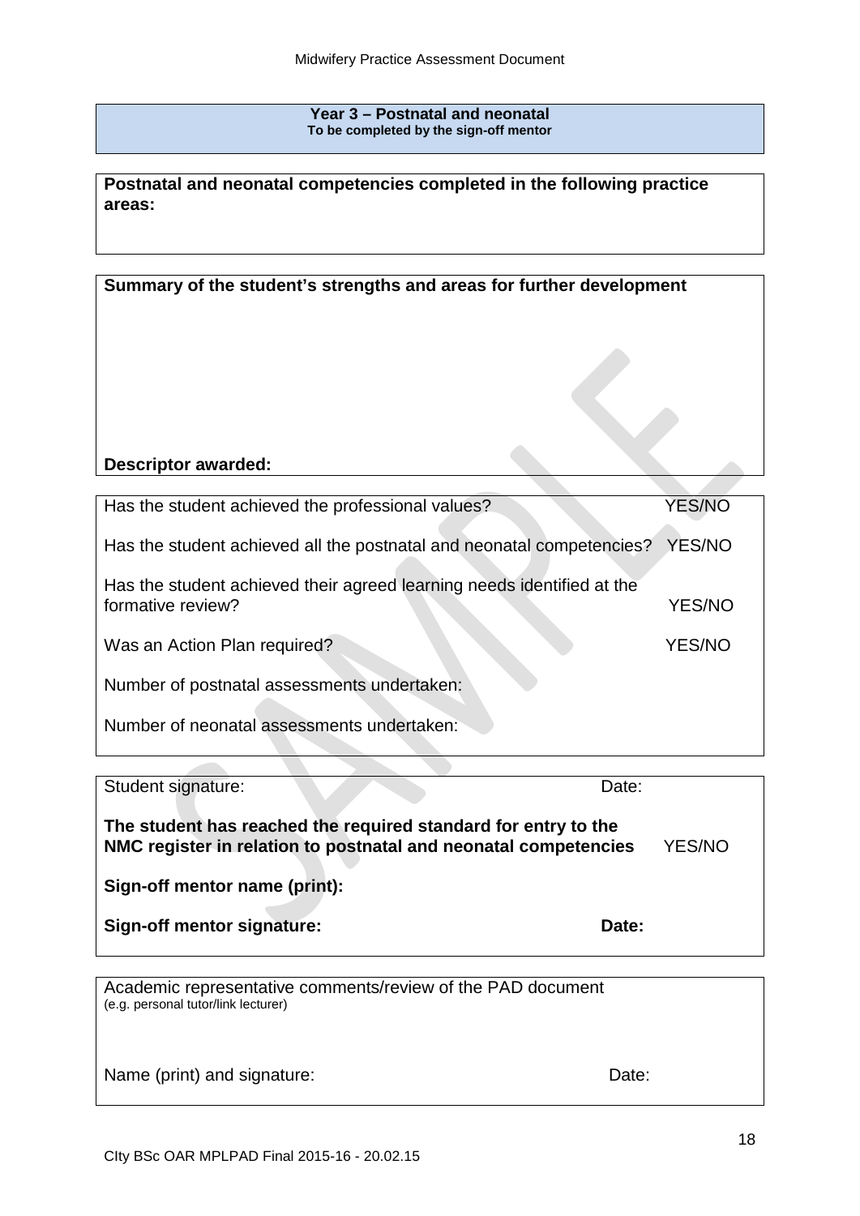**Year 3 – Postnatal and neonatal**
**To be completed by the sign-off mentor**

**Postnatal and neonatal competencies completed in the following practice areas:**

**Summary of the student's strengths and areas for further development**

**Descriptor awarded:**

| | |
|---|---|
| Has the student achieved the professional values? | YES/NO |
| Has the student achieved all the postnatal and neonatal competencies? | YES/NO |
| Has the student achieved their agreed learning needs identified at the formative review? | YES/NO |
| Was an Action Plan required? | YES/NO |
| Number of postnatal assessments undertaken: | |
| Number of neonatal assessments undertaken: | |

Student signature: Date:

**The student has reached the required standard for entry to the NMC register in relation to postnatal and neonatal competencies** YES/NO

**Sign-off mentor name (print):**

**Sign-off mentor signature:** **Date:**

Academic representative comments/review of the PAD document
(e.g. personal tutor/link lecturer)

Name (print) and signature: Date: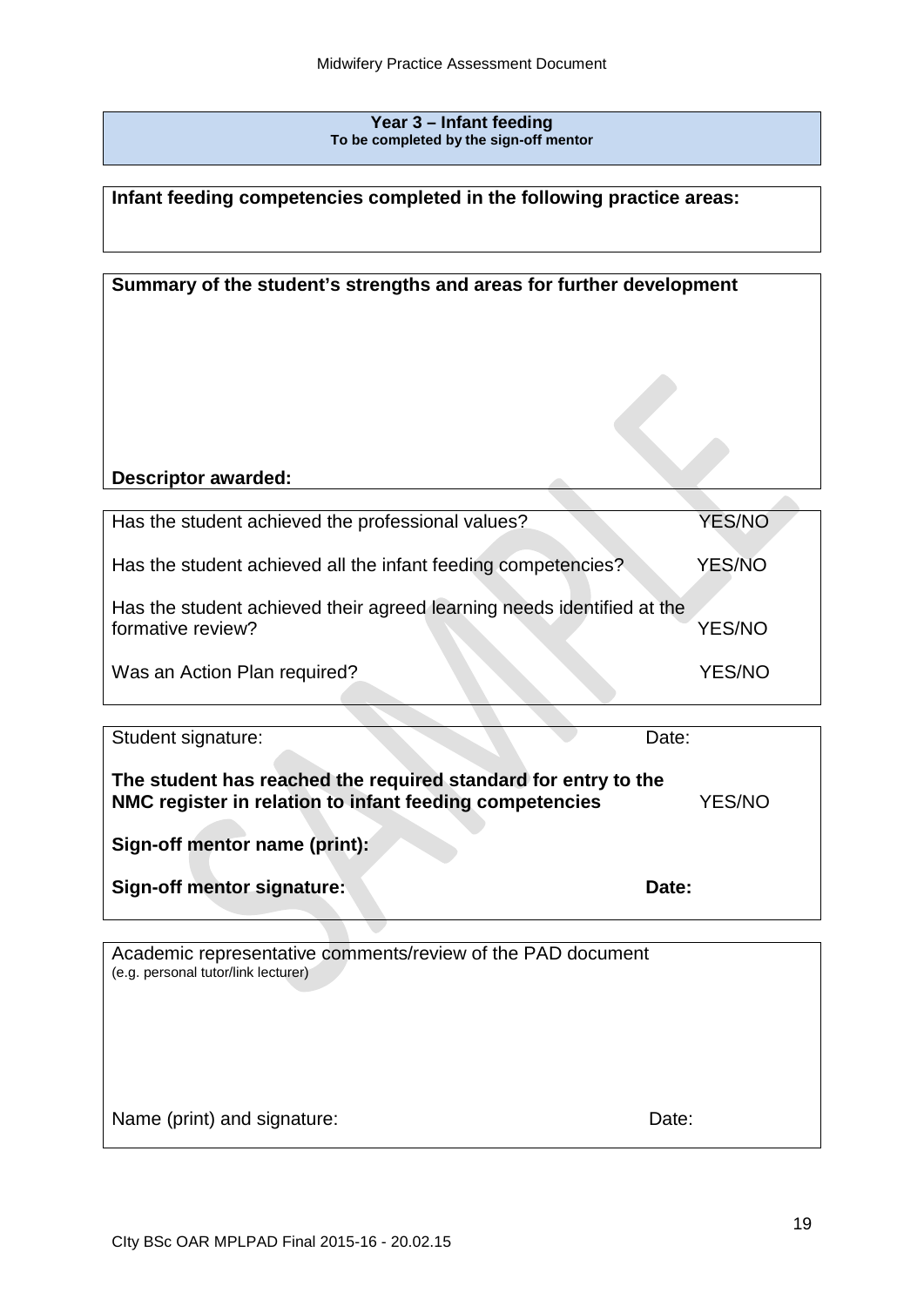**Year 3 – Infant feeding**
**To be completed by the sign-off mentor**

**Infant feeding competencies completed in the following practice areas:**

**Summary of the student's strengths and areas for further development**

**Descriptor awarded:**

| | |
|---|---|
| Has the student achieved the professional values? | YES/NO |
| Has the student achieved all the infant feeding competencies? | YES/NO |
| Has the student achieved their agreed learning needs identified at the formative review? | YES/NO |
| Was an Action Plan required? | YES/NO |

Student signature: Date:

**The student has reached the required standard for entry to the NMC register in relation to infant feeding competencies** YES/NO

**Sign-off mentor name (print):**

**Sign-off mentor signature:** **Date:**

Academic representative comments/review of the PAD document
(e.g. personal tutor/link lecturer)

Name (print) and signature: Date:

CIty BSc OAR MPLPAD Final 2015-16 - 20.02.15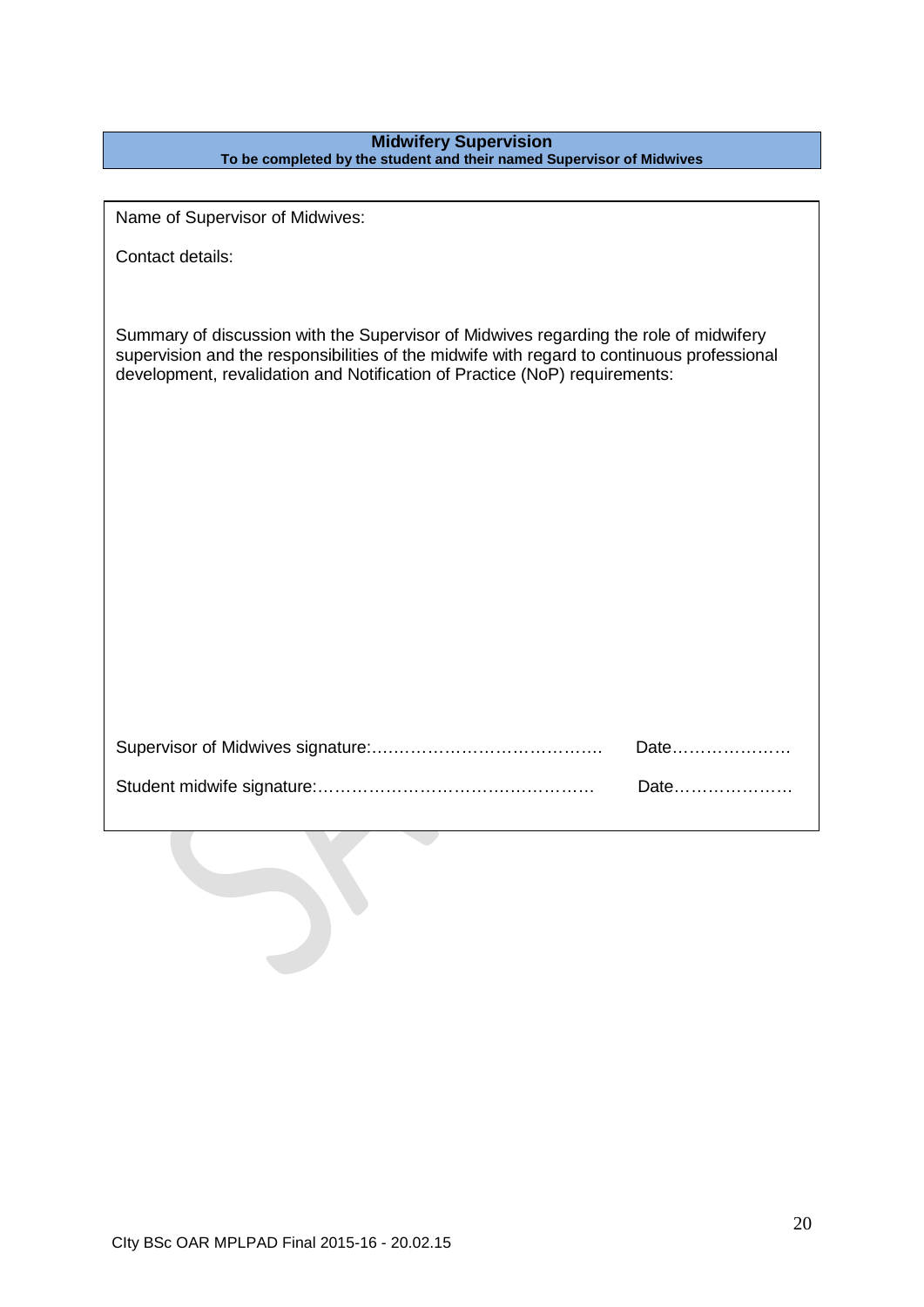## Midwifery Supervision

**To be completed by the student and their named Supervisor of Midwives**

Name of Supervisor of Midwives:

Contact details:

Summary of discussion with the Supervisor of Midwives regarding the role of midwifery supervision and the responsibilities of the midwife with regard to continuous professional development, revalidation and Notification of Practice (NoP) requirements:

Supervisor of Midwives signature:…………………………………… Date…………………

Student midwife signature:………………………………………… Date…………………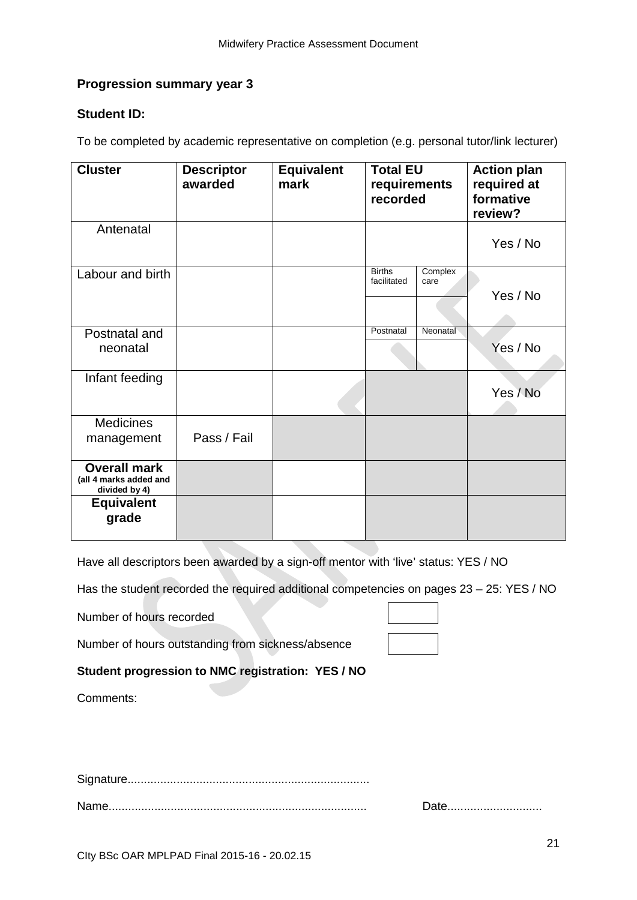## Progression summary year 3

### Student ID:

To be completed by academic representative on completion (e.g. personal tutor/link lecturer)

| Cluster | Descriptor awarded | Equivalent mark | Total EU requirements recorded | | Action plan required at formative review? |
|---|---|---|---|---|---|
| Antenatal | | | | | Yes / No |
| Labour and birth | | | Births facilitated | Complex care | Yes / No |
| | | | | | |
| Postnatal and neonatal | | | Postnatal | Neonatal | Yes / No |
| | | | | | |
| Infant feeding | | | | | Yes / No |
| Medicines management | Pass / Fail | | | | |
| **Overall mark** (all 4 marks added and divided by 4) | | | | | |
| **Equivalent grade** | | | | | |

Have all descriptors been awarded by a sign-off mentor with 'live' status: YES / NO

Has the student recorded the required additional competencies on pages 23 – 25: YES / NO

Number of hours recorded

Number of hours outstanding from sickness/absence

**Student progression to NMC registration: YES / NO**

Comments:

Signature.........................................................................

Name.............................................................................. Date............................

CIty BSc OAR MPLPAD Final 2015-16 - 20.02.15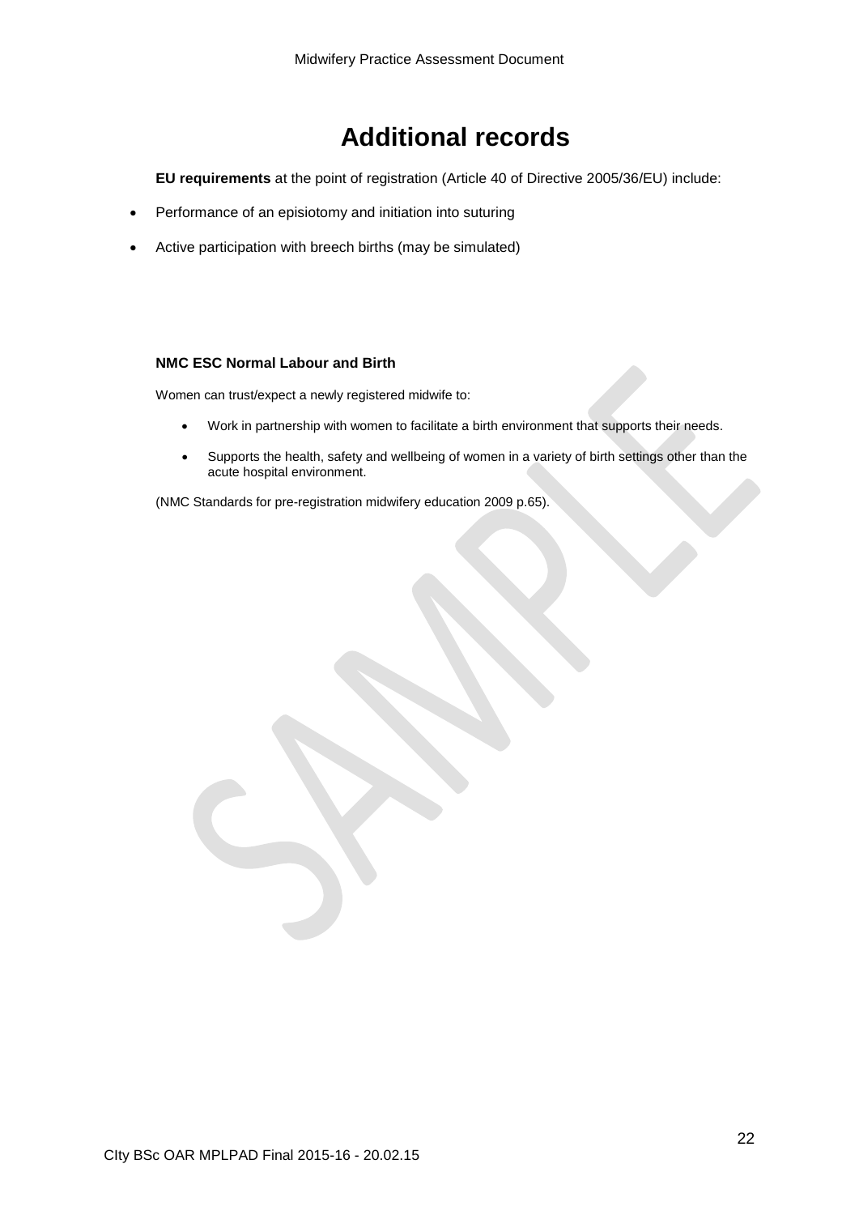# Additional records

**EU requirements** at the point of registration (Article 40 of Directive 2005/36/EU) include:

- Performance of an episiotomy and initiation into suturing
- Active participation with breech births (may be simulated)

**NMC ESC Normal Labour and Birth**

Women can trust/expect a newly registered midwife to:

- Work in partnership with women to facilitate a birth environment that supports their needs.
- Supports the health, safety and wellbeing of women in a variety of birth settings other than the acute hospital environment.

(NMC Standards for pre-registration midwifery education 2009 p.65).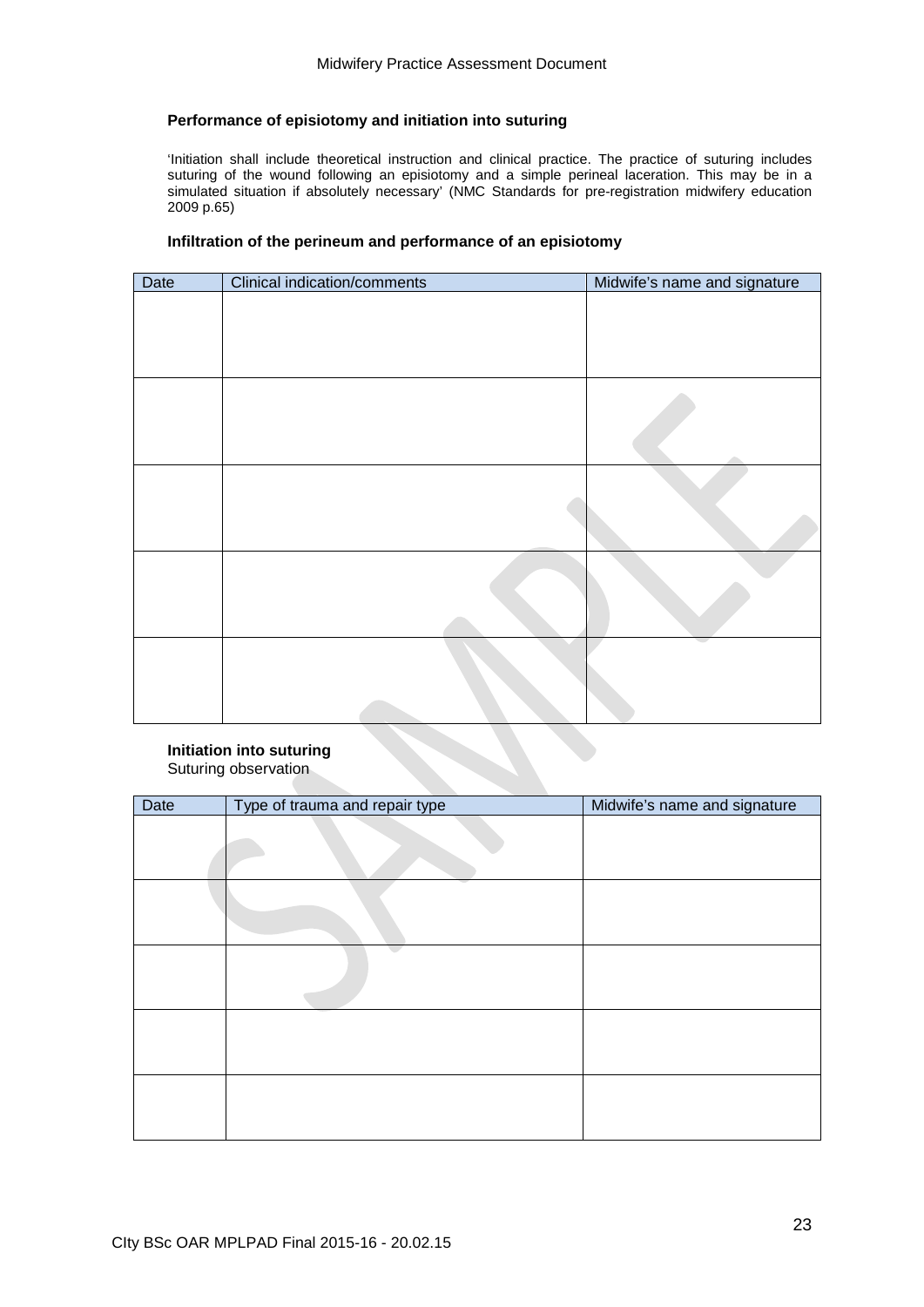### Performance of episiotomy and initiation into suturing

'Initiation shall include theoretical instruction and clinical practice. The practice of suturing includes suturing of the wound following an episiotomy and a simple perineal laceration. This may be in a simulated situation if absolutely necessary' (NMC Standards for pre-registration midwifery education 2009 p.65)

### Infiltration of the perineum and performance of an episiotomy

| Date | Clinical indication/comments | Midwife's name and signature |
| --- | --- | --- |
| | | |
| | | |
| | | |
| | | |
| | | |

### Initiation into suturing

Suturing observation

| Date | Type of trauma and repair type | Midwife's name and signature |
| --- | --- | --- |
| | | |
| | | |
| | | |
| | | |
| | | |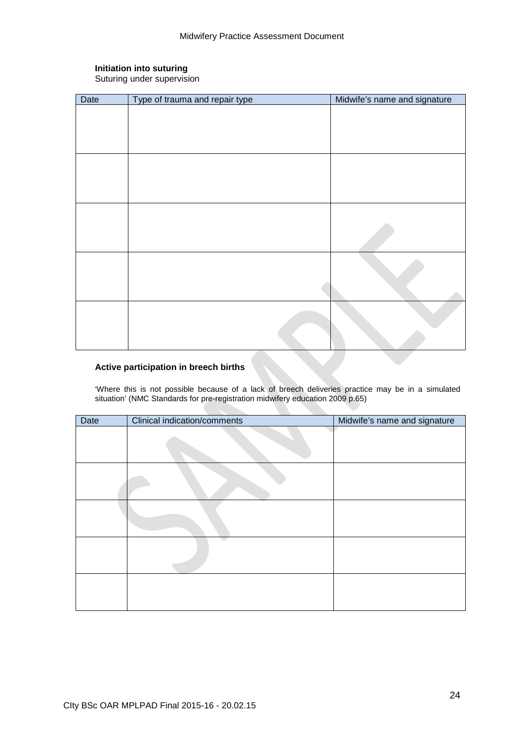**Initiation into suturing**

Suturing under supervision

| Date | Type of trauma and repair type | Midwife's name and signature |
|---|---|---|
| | | |
| | | |
| | | |
| | | |
| | | |

**Active participation in breech births**

'Where this is not possible because of a lack of breech deliveries practice may be in a simulated situation' (NMC Standards for pre-registration midwifery education 2009 p.65)

| Date | Clinical indication/comments | Midwife's name and signature |
|---|---|---|
| | | |
| | | |
| | | |
| | | |
| | | |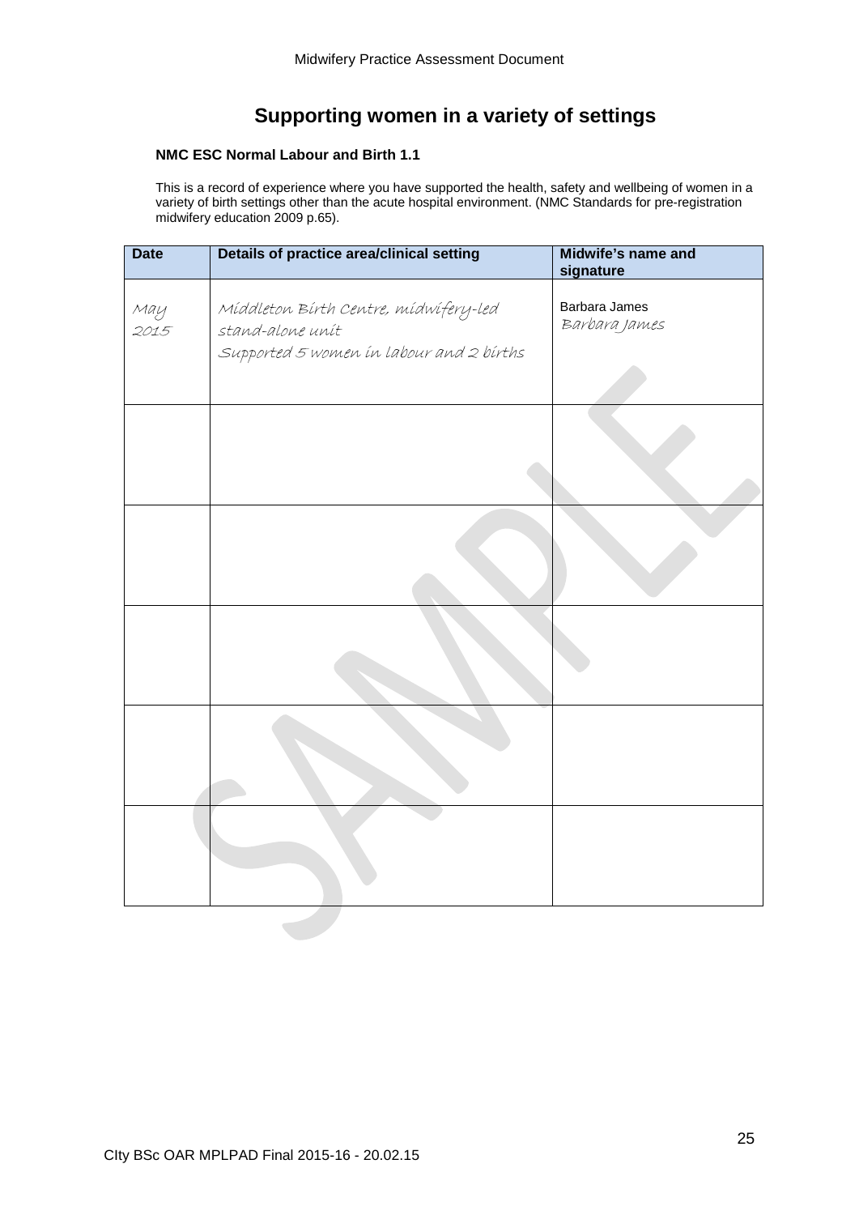# Supporting women in a variety of settings

**NMC ESC Normal Labour and Birth 1.1**

This is a record of experience where you have supported the health, safety and wellbeing of women in a variety of birth settings other than the acute hospital environment. (NMC Standards for pre-registration midwifery education 2009 p.65).

| Date | Details of practice area/clinical setting | Midwife's name and signature |
|---|---|---|
| May 2015 | Middleton Birth Centre, midwifery-led stand-alone unit<br>Supported 5 women in labour and 2 births | Barbara James<br>Barbara James |
| | | |
| | | |
| | | |
| | | |
| | | |

SAMPLE

CIty BSc OAR MPLPAD Final 2015-16 - 20.02.15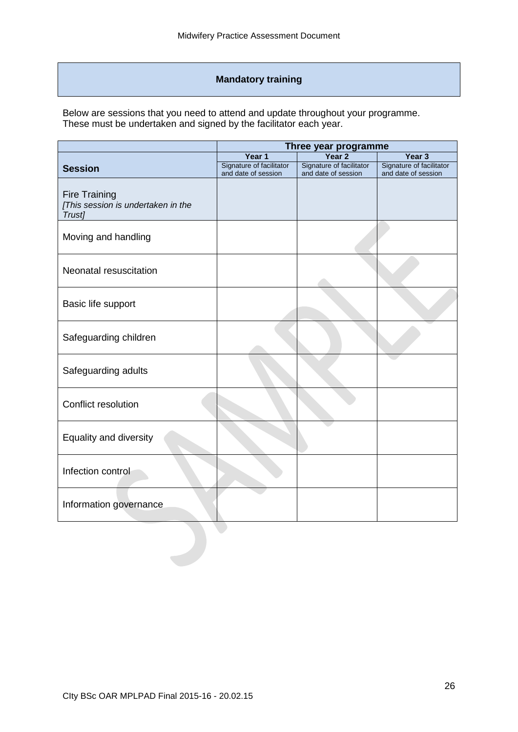## Mandatory training

Below are sessions that you need to attend and update throughout your programme.
These must be undertaken and signed by the facilitator each year.

| | Three year programme | | |
|---|---|---|---|
| | **Year 1** | **Year 2** | **Year 3** |
| **Session** | Signature of facilitator and date of session | Signature of facilitator and date of session | Signature of facilitator and date of session |
| Fire Training *[This session is undertaken in the Trust]* | | | |
| Moving and handling | | | |
| Neonatal resuscitation | | | |
| Basic life support | | | |
| Safeguarding children | | | |
| Safeguarding adults | | | |
| Conflict resolution | | | |
| Equality and diversity | | | |
| Infection control | | | |
| Information governance | | | |

CIty BSc OAR MPLPAD Final 2015-16 - 20.02.15